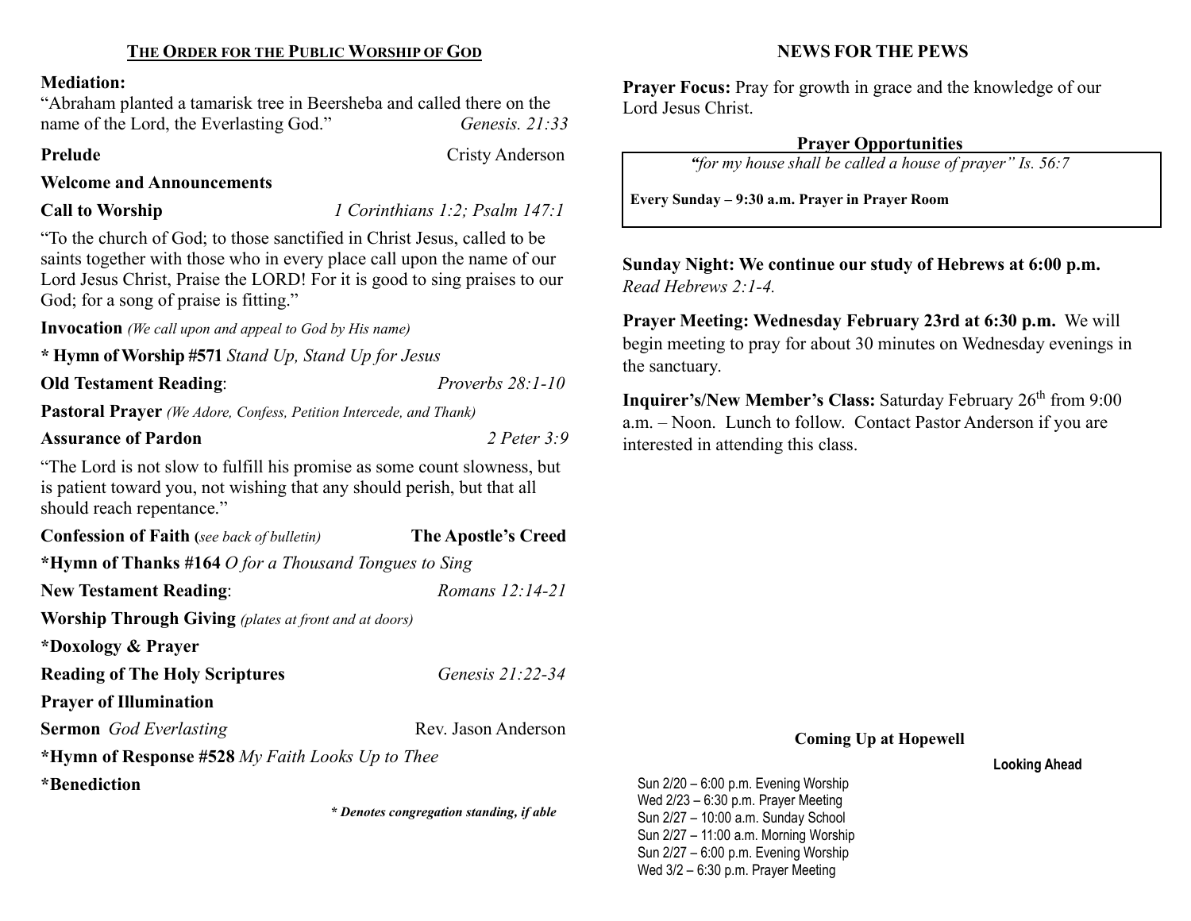## THE ORDER FOR THE PUBLIC WORSHIP OF GOD

**Mediation:**
"Abraham planted a tamarisk tree in Beersheba and called there on the name of the Lord, the Everlasting God." *Genesis. 21:33*

**Prelude** Cristy Anderson

**Welcome and Announcements**

**Call to Worship** *1 Corinthians 1:2; Psalm 147:1*

"To the church of God; to those sanctified in Christ Jesus, called to be saints together with those who in every place call upon the name of our Lord Jesus Christ, Praise the LORD! For it is good to sing praises to our God; for a song of praise is fitting."

**Invocation** *(We call upon and appeal to God by His name)*

**\* Hymn of Worship #571** *Stand Up, Stand Up for Jesus*

**Old Testament Reading**: *Proverbs 28:1-10*

**Pastoral Prayer** *(We Adore, Confess, Petition Intercede, and Thank)*

**Assurance of Pardon** *2 Peter 3:9*

"The Lord is not slow to fulfill his promise as some count slowness, but is patient toward you, not wishing that any should perish, but that all should reach repentance."

**Confession of Faith (***see back of bulletin***)** **The Apostle's Creed**

**\*Hymn of Thanks #164** *O for a Thousand Tongues to Sing*

**New Testament Reading**: *Romans 12:14-21*

**Worship Through Giving** *(plates at front and at doors)*

**\*Doxology & Prayer**

**Reading of The Holy Scriptures** *Genesis 21:22-34*

**Prayer of Illumination**

**Sermon** *God Everlasting* Rev. Jason Anderson

**\*Hymn of Response #528** *My Faith Looks Up to Thee*

**\*Benediction**

***\* Denotes congregation standing, if able***

## NEWS FOR THE PEWS

**Prayer Focus:** Pray for growth in grace and the knowledge of our Lord Jesus Christ.

**Prayer Opportunities**

*"for my house shall be called a house of prayer" Is. 56:7*

**Every Sunday – 9:30 a.m. Prayer in Prayer Room**

**Sunday Night: We continue our study of Hebrews at 6:00 p.m.**
*Read Hebrews 2:1-4.*

**Prayer Meeting: Wednesday February 23rd at 6:30 p.m.** We will begin meeting to pray for about 30 minutes on Wednesday evenings in the sanctuary.

**Inquirer's/New Member's Class:** Saturday February 26th from 9:00 a.m. – Noon. Lunch to follow. Contact Pastor Anderson if you are interested in attending this class.

**Coming Up at Hopewell**

**Looking Ahead**

Sun 2/20 – 6:00 p.m. Evening Worship
Wed 2/23 – 6:30 p.m. Prayer Meeting
Sun 2/27 – 10:00 a.m. Sunday School
Sun 2/27 – 11:00 a.m. Morning Worship
Sun 2/27 – 6:00 p.m. Evening Worship
Wed 3/2 – 6:30 p.m. Prayer Meeting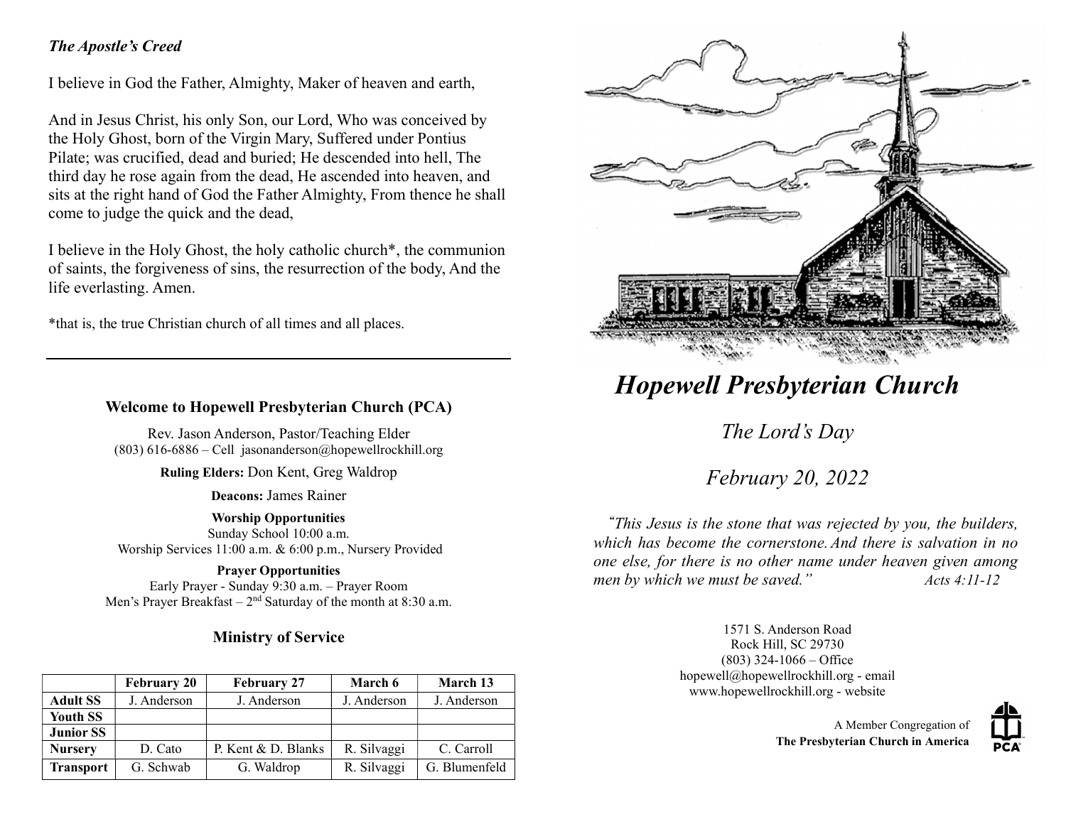***The Apostle's Creed***

I believe in God the Father, Almighty, Maker of heaven and earth,

And in Jesus Christ, his only Son, our Lord, Who was conceived by the Holy Ghost, born of the Virgin Mary, Suffered under Pontius Pilate; was crucified, dead and buried; He descended into hell, The third day he rose again from the dead, He ascended into heaven, and sits at the right hand of God the Father Almighty, From thence he shall come to judge the quick and the dead,

I believe in the Holy Ghost, the holy catholic church*, the communion of saints, the forgiveness of sins, the resurrection of the body, And the life everlasting. Amen.

*that is, the true Christian church of all times and all places.

---

### Welcome to Hopewell Presbyterian Church (PCA)

Rev. Jason Anderson, Pastor/Teaching Elder
(803) 616-6886 – Cell jasonanderson@hopewellrockhill.org

**Ruling Elders:** Don Kent, Greg Waldrop

**Deacons:** James Rainer

**Worship Opportunities**
Sunday School 10:00 a.m.
Worship Services 11:00 a.m. & 6:00 p.m., Nursery Provided

**Prayer Opportunities**
Early Prayer - Sunday 9:30 a.m. – Prayer Room
Men's Prayer Breakfast – 2nd Saturday of the month at 8:30 a.m.

### Ministry of Service

| | February 20 | February 27 | March 6 | March 13 |
|---|---|---|---|---|
| **Adult SS** | J. Anderson | J. Anderson | J. Anderson | J. Anderson |
| **Youth SS** | | | | |
| **Junior SS** | | | | |
| **Nursery** | D. Cato | P. Kent & D. Blanks | R. Silvaggi | C. Carroll |
| **Transport** | G. Schwab | G. Waldrop | R. Silvaggi | G. Blumenfeld |

# *Hopewell Presbyterian Church*

*The Lord's Day*

*February 20, 2022*

*"This Jesus is the stone that was rejected by you, the builders, which has become the cornerstone. And there is salvation in no one else, for there is no other name under heaven given among men by which we must be saved."* *Acts 4:11-12*

1571 S. Anderson Road
Rock Hill, SC 29730
(803) 324-1066 – Office
hopewell@hopewellrockhill.org - email
www.hopewellrockhill.org - website

A Member Congregation of
**The Presbyterian Church in America**

PCA